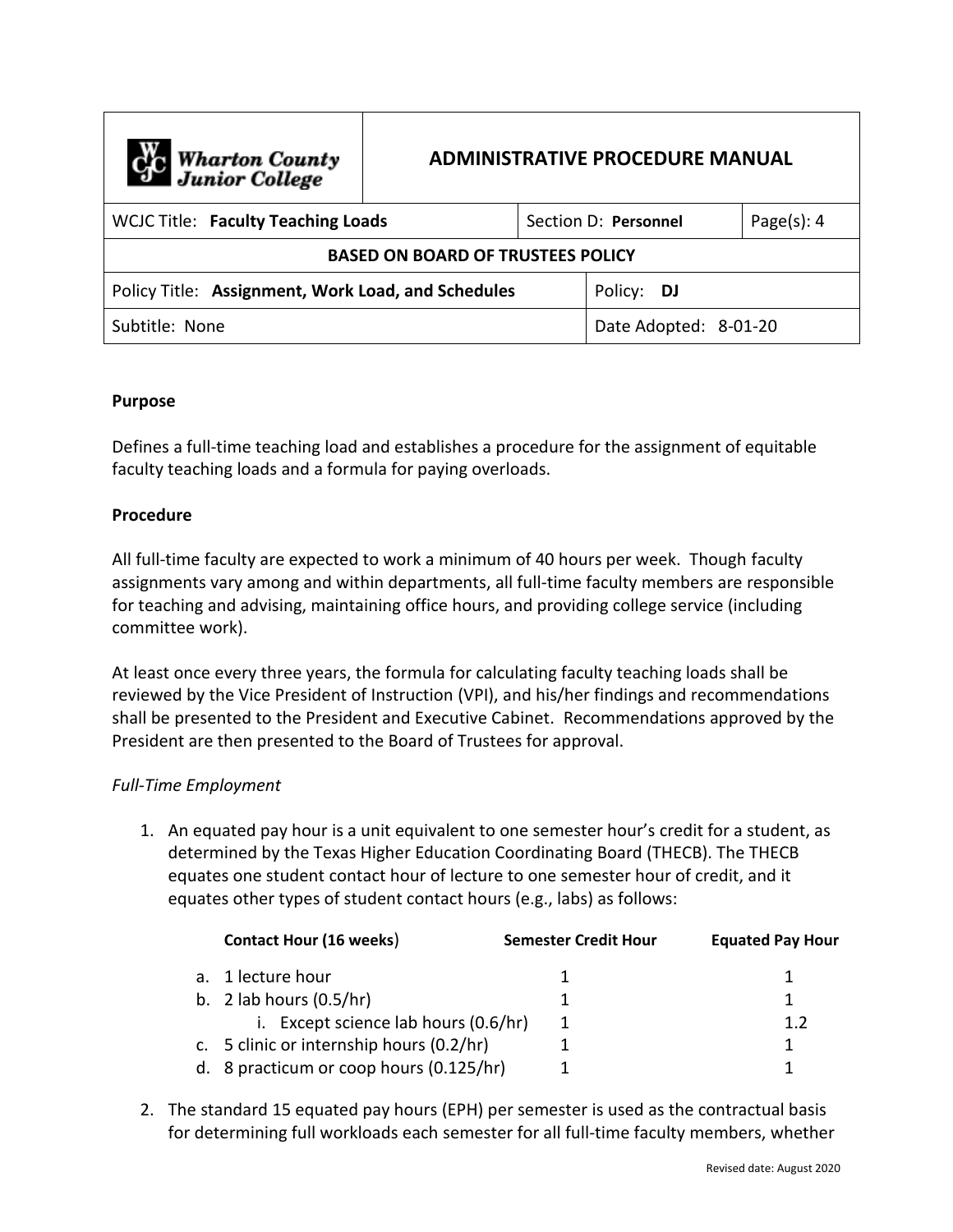| Wharton County Junior College | ADMINISTRATIVE PROCEDURE MANUAL | | |
|---|---|---|---|
| WCJC Title: **Faculty Teaching Loads** | | Section D: **Personnel** | Page(s): 4 |
| **BASED ON BOARD OF TRUSTEES POLICY** | | | |
| Policy Title: **Assignment, Work Load, and Schedules** | | Policy: **DJ** | |
| Subtitle: None | | Date Adopted: 8-01-20 | |

**Purpose**

Defines a full-time teaching load and establishes a procedure for the assignment of equitable faculty teaching loads and a formula for paying overloads.

**Procedure**

All full-time faculty are expected to work a minimum of 40 hours per week. Though faculty assignments vary among and within departments, all full-time faculty members are responsible for teaching and advising, maintaining office hours, and providing college service (including committee work).

At least once every three years, the formula for calculating faculty teaching loads shall be reviewed by the Vice President of Instruction (VPI), and his/her findings and recommendations shall be presented to the President and Executive Cabinet. Recommendations approved by the President are then presented to the Board of Trustees for approval.

*Full-Time Employment*

1. An equated pay hour is a unit equivalent to one semester hour's credit for a student, as determined by the Texas Higher Education Coordinating Board (THECB). The THECB equates one student contact hour of lecture to one semester hour of credit, and it equates other types of student contact hours (e.g., labs) as follows:

| Contact Hour (16 weeks) | Semester Credit Hour | Equated Pay Hour |
|---|---|---|
| a. 1 lecture hour | 1 | 1 |
| b. 2 lab hours (0.5/hr) | 1 | 1 |
| i. Except science lab hours (0.6/hr) | 1 | 1.2 |
| c. 5 clinic or internship hours (0.2/hr) | 1 | 1 |
| d. 8 practicum or coop hours (0.125/hr) | 1 | 1 |

2. The standard 15 equated pay hours (EPH) per semester is used as the contractual basis for determining full workloads each semester for all full-time faculty members, whether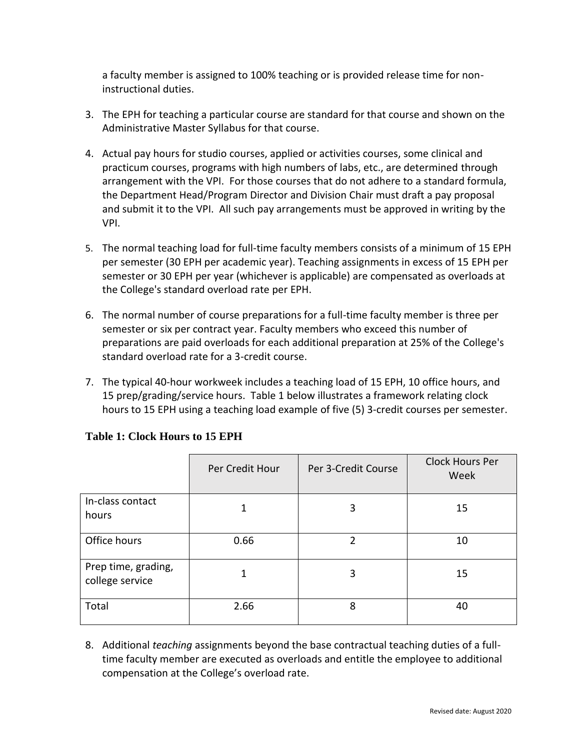a faculty member is assigned to 100% teaching or is provided release time for non-instructional duties.

3. The EPH for teaching a particular course are standard for that course and shown on the Administrative Master Syllabus for that course.

4. Actual pay hours for studio courses, applied or activities courses, some clinical and practicum courses, programs with high numbers of labs, etc., are determined through arrangement with the VPI. For those courses that do not adhere to a standard formula, the Department Head/Program Director and Division Chair must draft a pay proposal and submit it to the VPI. All such pay arrangements must be approved in writing by the VPI.

5. The normal teaching load for full-time faculty members consists of a minimum of 15 EPH per semester (30 EPH per academic year). Teaching assignments in excess of 15 EPH per semester or 30 EPH per year (whichever is applicable) are compensated as overloads at the College's standard overload rate per EPH.

6. The normal number of course preparations for a full-time faculty member is three per semester or six per contract year. Faculty members who exceed this number of preparations are paid overloads for each additional preparation at 25% of the College's standard overload rate for a 3-credit course.

7. The typical 40-hour workweek includes a teaching load of 15 EPH, 10 office hours, and 15 prep/grading/service hours. Table 1 below illustrates a framework relating clock hours to 15 EPH using a teaching load example of five (5) 3-credit courses per semester.

**Table 1: Clock Hours to 15 EPH**

| | Per Credit Hour | Per 3-Credit Course | Clock Hours Per Week |
|---|---|---|---|
| In-class contact hours | 1 | 3 | 15 |
| Office hours | 0.66 | 2 | 10 |
| Prep time, grading, college service | 1 | 3 | 15 |
| Total | 2.66 | 8 | 40 |

8. Additional *teaching* assignments beyond the base contractual teaching duties of a full-time faculty member are executed as overloads and entitle the employee to additional compensation at the College's overload rate.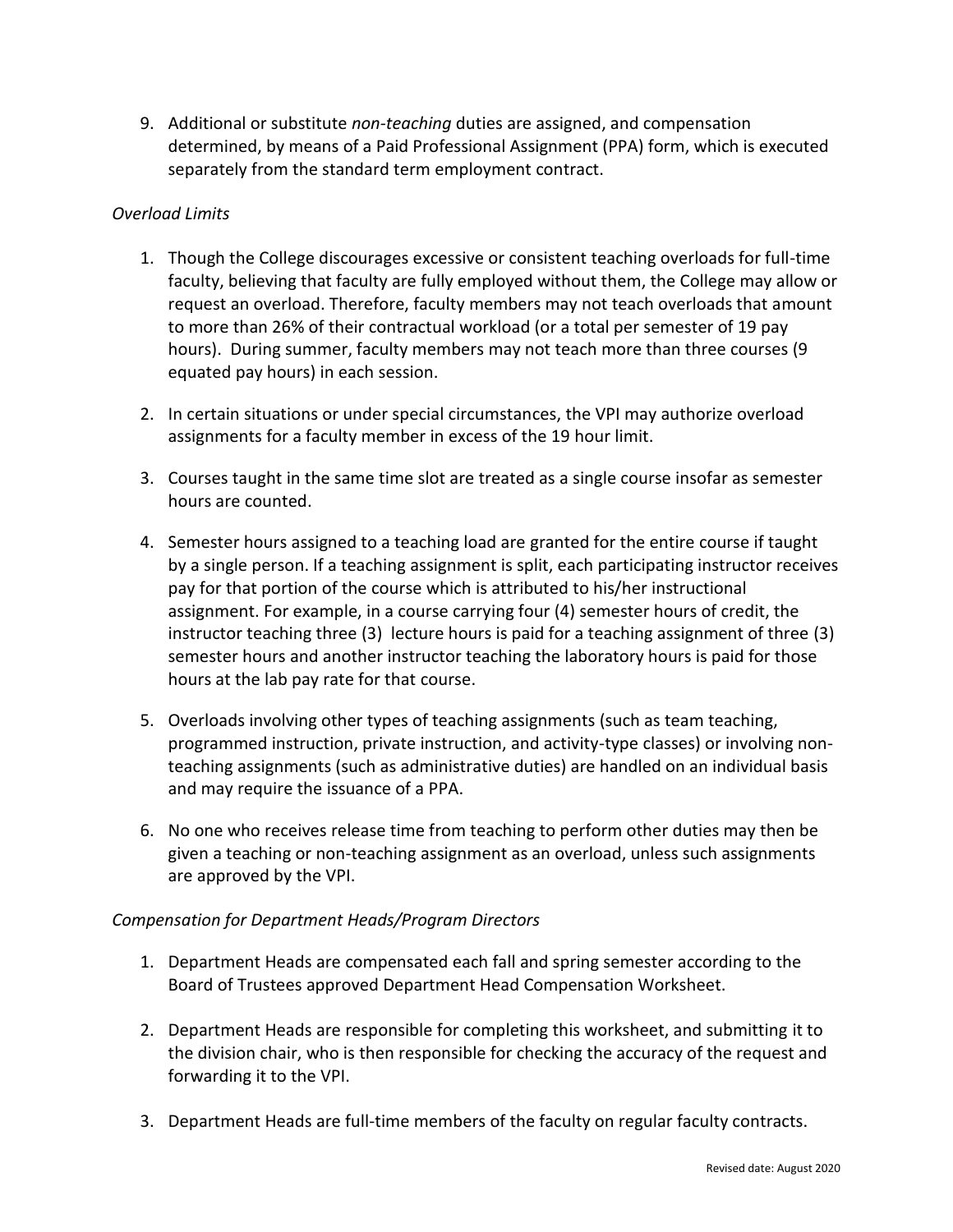9. Additional or substitute *non-teaching* duties are assigned, and compensation determined, by means of a Paid Professional Assignment (PPA) form, which is executed separately from the standard term employment contract.

*Overload Limits*

1. Though the College discourages excessive or consistent teaching overloads for full-time faculty, believing that faculty are fully employed without them, the College may allow or request an overload. Therefore, faculty members may not teach overloads that amount to more than 26% of their contractual workload (or a total per semester of 19 pay hours). During summer, faculty members may not teach more than three courses (9 equated pay hours) in each session.

2. In certain situations or under special circumstances, the VPI may authorize overload assignments for a faculty member in excess of the 19 hour limit.

3. Courses taught in the same time slot are treated as a single course insofar as semester hours are counted.

4. Semester hours assigned to a teaching load are granted for the entire course if taught by a single person. If a teaching assignment is split, each participating instructor receives pay for that portion of the course which is attributed to his/her instructional assignment. For example, in a course carrying four (4) semester hours of credit, the instructor teaching three (3) lecture hours is paid for a teaching assignment of three (3) semester hours and another instructor teaching the laboratory hours is paid for those hours at the lab pay rate for that course.

5. Overloads involving other types of teaching assignments (such as team teaching, programmed instruction, private instruction, and activity-type classes) or involving non-teaching assignments (such as administrative duties) are handled on an individual basis and may require the issuance of a PPA.

6. No one who receives release time from teaching to perform other duties may then be given a teaching or non-teaching assignment as an overload, unless such assignments are approved by the VPI.

*Compensation for Department Heads/Program Directors*

1. Department Heads are compensated each fall and spring semester according to the Board of Trustees approved Department Head Compensation Worksheet.

2. Department Heads are responsible for completing this worksheet, and submitting it to the division chair, who is then responsible for checking the accuracy of the request and forwarding it to the VPI.

3. Department Heads are full-time members of the faculty on regular faculty contracts.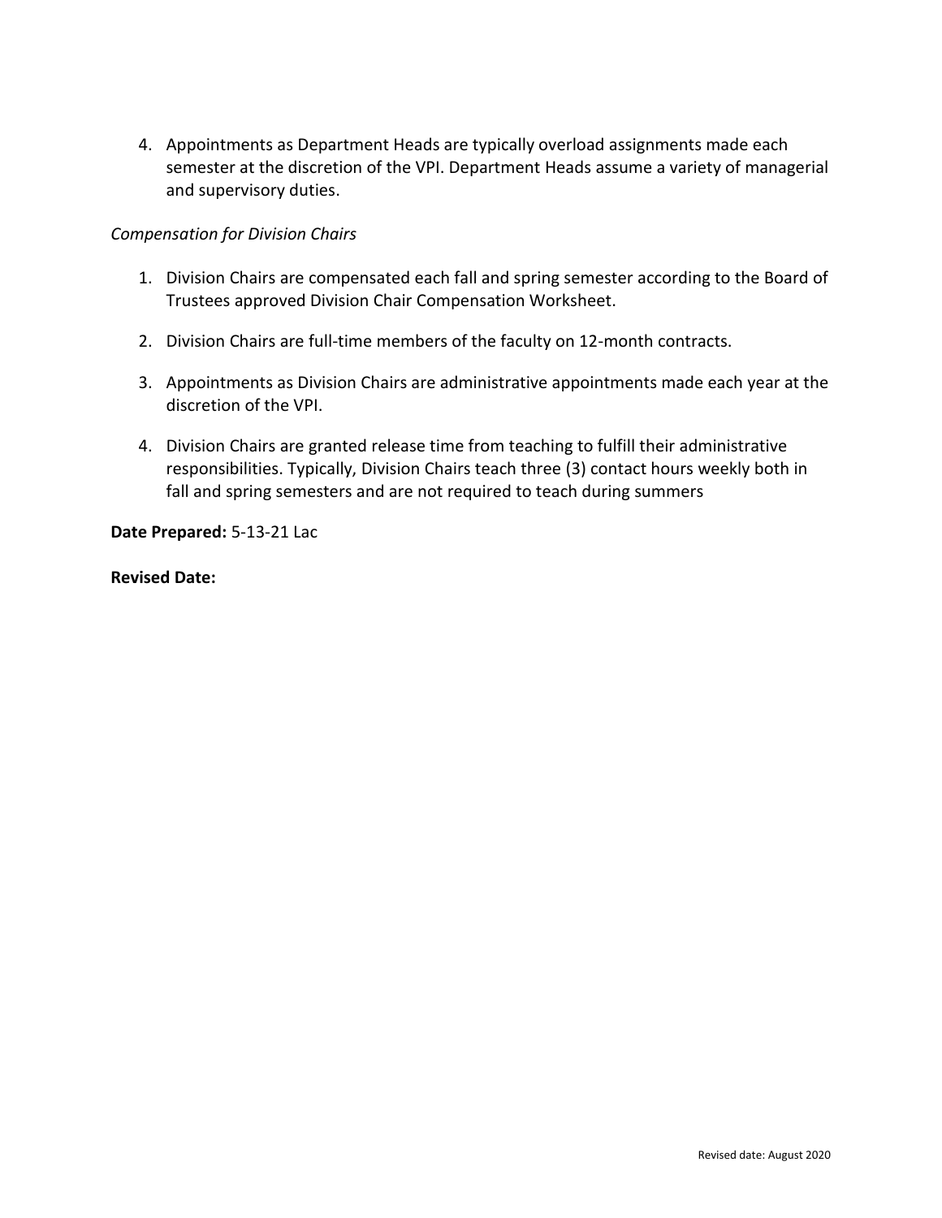4. Appointments as Department Heads are typically overload assignments made each semester at the discretion of the VPI. Department Heads assume a variety of managerial and supervisory duties.

*Compensation for Division Chairs*

1. Division Chairs are compensated each fall and spring semester according to the Board of Trustees approved Division Chair Compensation Worksheet.

2. Division Chairs are full-time members of the faculty on 12-month contracts.

3. Appointments as Division Chairs are administrative appointments made each year at the discretion of the VPI.

4. Division Chairs are granted release time from teaching to fulfill their administrative responsibilities. Typically, Division Chairs teach three (3) contact hours weekly both in fall and spring semesters and are not required to teach during summers

**Date Prepared:** 5-13-21 Lac

**Revised Date:**